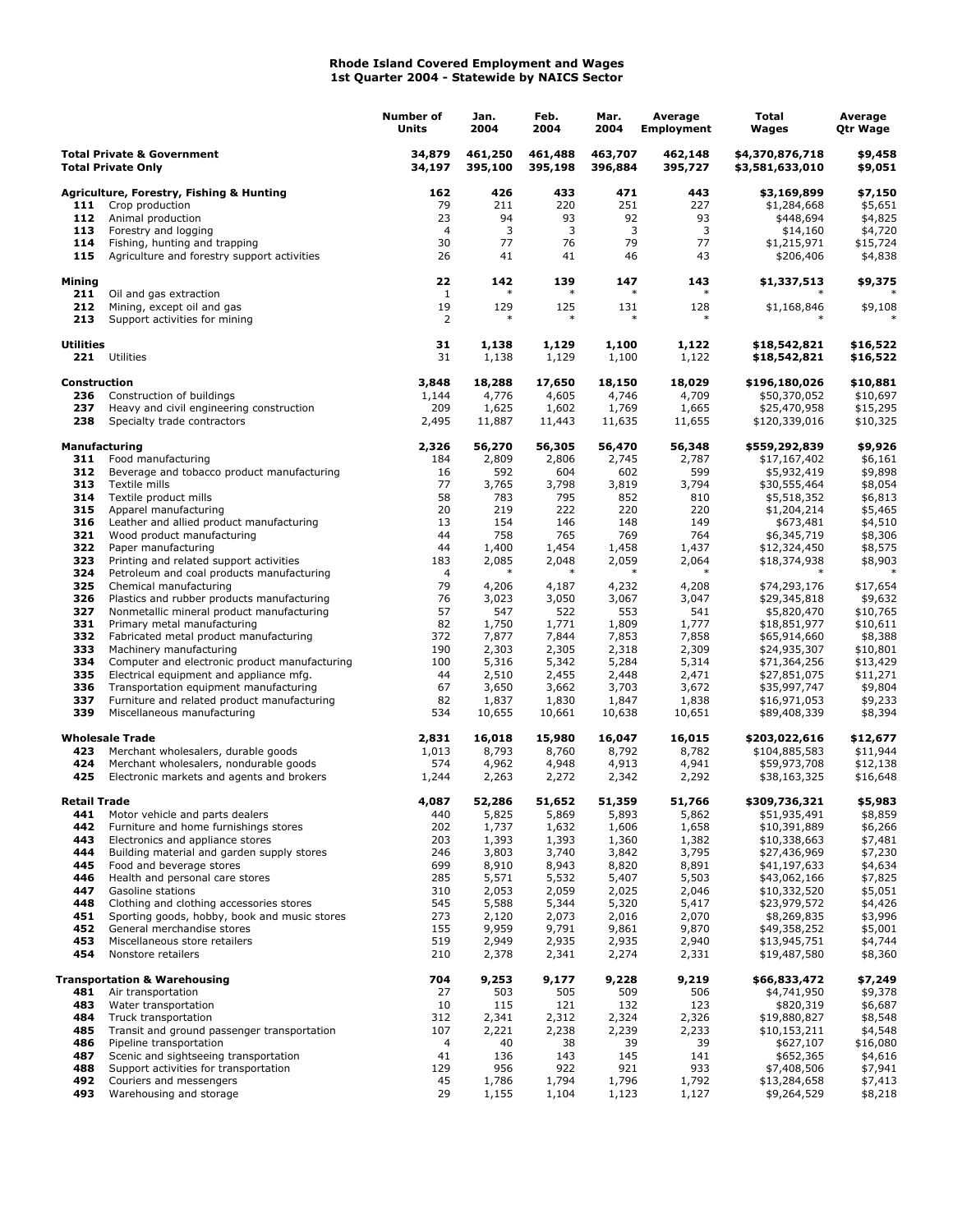# Rhode Island Covered Employment and Wages
## 1st Quarter 2004 - Statewide by NAICS Sector

| NAICS | Sector | Number of Units | Jan. 2004 | Feb. 2004 | Mar. 2004 | Average Employment | Total Wages | Average Qtr Wage |
|---|---|---|---|---|---|---|---|---|
| | **Total Private & Government** | **34,879** | **461,250** | **461,488** | **463,707** | **462,148** | **$4,370,876,718** | **$9,458** |
| | **Total Private Only** | **34,197** | **395,100** | **395,198** | **396,884** | **395,727** | **$3,581,633,010** | **$9,051** |
| | **Agriculture, Forestry, Fishing & Hunting** | **162** | **426** | **433** | **471** | **443** | **$3,169,899** | **$7,150** |
| 111 | Crop production | 79 | 211 | 220 | 251 | 227 | $1,284,668 | $5,651 |
| 112 | Animal production | 23 | 94 | 93 | 92 | 93 | $448,694 | $4,825 |
| 113 | Forestry and logging | 4 | 3 | 3 | 3 | 3 | $14,160 | $4,720 |
| 114 | Fishing, hunting and trapping | 30 | 77 | 76 | 79 | 77 | $1,215,971 | $15,724 |
| 115 | Agriculture and forestry support activities | 26 | 41 | 41 | 46 | 43 | $206,406 | $4,838 |
| | **Mining** | **22** | **142** | **139** | **147** | **143** | **$1,337,513** | **$9,375** |
| 211 | Oil and gas extraction | 1 | * | * | * | * | * | * |
| 212 | Mining, except oil and gas | 19 | 129 | 125 | 131 | 128 | $1,168,846 | $9,108 |
| 213 | Support activities for mining | 2 | * | * | * | * | * | * |
| | **Utilities** | **31** | **1,138** | **1,129** | **1,100** | **1,122** | **$18,542,821** | **$16,522** |
| 221 | Utilities | 31 | 1,138 | 1,129 | 1,100 | 1,122 | $18,542,821 | $16,522 |
| | **Construction** | **3,848** | **18,288** | **17,650** | **18,150** | **18,029** | **$196,180,026** | **$10,881** |
| 236 | Construction of buildings | 1,144 | 4,776 | 4,605 | 4,746 | 4,709 | $50,370,052 | $10,697 |
| 237 | Heavy and civil engineering construction | 209 | 1,625 | 1,602 | 1,769 | 1,665 | $25,470,958 | $15,295 |
| 238 | Specialty trade contractors | 2,495 | 11,887 | 11,443 | 11,635 | 11,655 | $120,339,016 | $10,325 |
| | **Manufacturing** | **2,326** | **56,270** | **56,305** | **56,470** | **56,348** | **$559,292,839** | **$9,926** |
| 311 | Food manufacturing | 184 | 2,809 | 2,806 | 2,745 | 2,787 | $17,167,402 | $6,161 |
| 312 | Beverage and tobacco product manufacturing | 16 | 592 | 604 | 602 | 599 | $5,932,419 | $9,898 |
| 313 | Textile mills | 77 | 3,765 | 3,798 | 3,819 | 3,794 | $30,555,464 | $8,054 |
| 314 | Textile product mills | 58 | 783 | 795 | 852 | 810 | $5,518,352 | $6,813 |
| 315 | Apparel manufacturing | 20 | 219 | 222 | 220 | 220 | $1,204,214 | $5,465 |
| 316 | Leather and allied product manufacturing | 13 | 154 | 146 | 148 | 149 | $673,481 | $4,510 |
| 321 | Wood product manufacturing | 44 | 758 | 765 | 769 | 764 | $6,345,719 | $8,306 |
| 322 | Paper manufacturing | 44 | 1,400 | 1,454 | 1,458 | 1,437 | $12,324,450 | $8,575 |
| 323 | Printing and related support activities | 183 | 2,085 | 2,048 | 2,059 | 2,064 | $18,374,938 | $8,903 |
| 324 | Petroleum and coal products manufacturing | 4 | * | * | * | * | * | * |
| 325 | Chemical manufacturing | 79 | 4,206 | 4,187 | 4,232 | 4,208 | $74,293,176 | $17,654 |
| 326 | Plastics and rubber products manufacturing | 76 | 3,023 | 3,050 | 3,067 | 3,047 | $29,345,818 | $9,632 |
| 327 | Nonmetallic mineral product manufacturing | 57 | 547 | 522 | 553 | 541 | $5,820,470 | $10,765 |
| 331 | Primary metal manufacturing | 82 | 1,750 | 1,771 | 1,809 | 1,777 | $18,851,977 | $10,611 |
| 332 | Fabricated metal product manufacturing | 372 | 7,877 | 7,844 | 7,853 | 7,858 | $65,914,660 | $8,388 |
| 333 | Machinery manufacturing | 190 | 2,303 | 2,305 | 2,318 | 2,309 | $24,935,307 | $10,801 |
| 334 | Computer and electronic product manufacturing | 100 | 5,316 | 5,342 | 5,284 | 5,314 | $71,364,256 | $13,429 |
| 335 | Electrical equipment and appliance mfg. | 44 | 2,510 | 2,455 | 2,448 | 2,471 | $27,851,075 | $11,271 |
| 336 | Transportation equipment manufacturing | 67 | 3,650 | 3,662 | 3,703 | 3,672 | $35,997,747 | $9,804 |
| 337 | Furniture and related product manufacturing | 82 | 1,837 | 1,830 | 1,847 | 1,838 | $16,971,053 | $9,233 |
| 339 | Miscellaneous manufacturing | 534 | 10,655 | 10,661 | 10,638 | 10,651 | $89,408,339 | $8,394 |
| | **Wholesale Trade** | **2,831** | **16,018** | **15,980** | **16,047** | **16,015** | **$203,022,616** | **$12,677** |
| 423 | Merchant wholesalers, durable goods | 1,013 | 8,793 | 8,760 | 8,792 | 8,782 | $104,885,583 | $11,944 |
| 424 | Merchant wholesalers, nondurable goods | 574 | 4,962 | 4,948 | 4,913 | 4,941 | $59,973,708 | $12,138 |
| 425 | Electronic markets and agents and brokers | 1,244 | 2,263 | 2,272 | 2,342 | 2,292 | $38,163,325 | $16,648 |
| | **Retail Trade** | **4,087** | **52,286** | **51,652** | **51,359** | **51,766** | **$309,736,321** | **$5,983** |
| 441 | Motor vehicle and parts dealers | 440 | 5,825 | 5,869 | 5,893 | 5,862 | $51,935,491 | $8,859 |
| 442 | Furniture and home furnishings stores | 202 | 1,737 | 1,632 | 1,606 | 1,658 | $10,391,889 | $6,266 |
| 443 | Electronics and appliance stores | 203 | 1,393 | 1,393 | 1,360 | 1,382 | $10,338,663 | $7,481 |
| 444 | Building material and garden supply stores | 246 | 3,803 | 3,740 | 3,842 | 3,795 | $27,436,969 | $7,230 |
| 445 | Food and beverage stores | 699 | 8,910 | 8,943 | 8,820 | 8,891 | $41,197,633 | $4,634 |
| 446 | Health and personal care stores | 285 | 5,571 | 5,532 | 5,407 | 5,503 | $43,062,166 | $7,825 |
| 447 | Gasoline stations | 310 | 2,053 | 2,059 | 2,025 | 2,046 | $10,332,520 | $5,051 |
| 448 | Clothing and clothing accessories stores | 545 | 5,588 | 5,344 | 5,320 | 5,417 | $23,979,572 | $4,426 |
| 451 | Sporting goods, hobby, book and music stores | 273 | 2,120 | 2,073 | 2,016 | 2,070 | $8,269,835 | $3,996 |
| 452 | General merchandise stores | 155 | 9,959 | 9,791 | 9,861 | 9,870 | $49,358,252 | $5,001 |
| 453 | Miscellaneous store retailers | 519 | 2,949 | 2,935 | 2,935 | 2,940 | $13,945,751 | $4,744 |
| 454 | Nonstore retailers | 210 | 2,378 | 2,341 | 2,274 | 2,331 | $19,487,580 | $8,360 |
| | **Transportation & Warehousing** | **704** | **9,253** | **9,177** | **9,228** | **9,219** | **$66,833,472** | **$7,249** |
| 481 | Air transportation | 27 | 503 | 505 | 509 | 506 | $4,741,950 | $9,378 |
| 483 | Water transportation | 10 | 115 | 121 | 132 | 123 | $820,319 | $6,687 |
| 484 | Truck transportation | 312 | 2,341 | 2,312 | 2,324 | 2,326 | $19,880,827 | $8,548 |
| 485 | Transit and ground passenger transportation | 107 | 2,221 | 2,238 | 2,239 | 2,233 | $10,153,211 | $4,548 |
| 486 | Pipeline transportation | 4 | 40 | 38 | 39 | 39 | $627,107 | $16,080 |
| 487 | Scenic and sightseeing transportation | 41 | 136 | 143 | 145 | 141 | $652,365 | $4,616 |
| 488 | Support activities for transportation | 129 | 956 | 922 | 921 | 933 | $7,408,506 | $7,941 |
| 492 | Couriers and messengers | 45 | 1,786 | 1,794 | 1,796 | 1,792 | $13,284,658 | $7,413 |
| 493 | Warehousing and storage | 29 | 1,155 | 1,104 | 1,123 | 1,127 | $9,264,529 | $8,218 |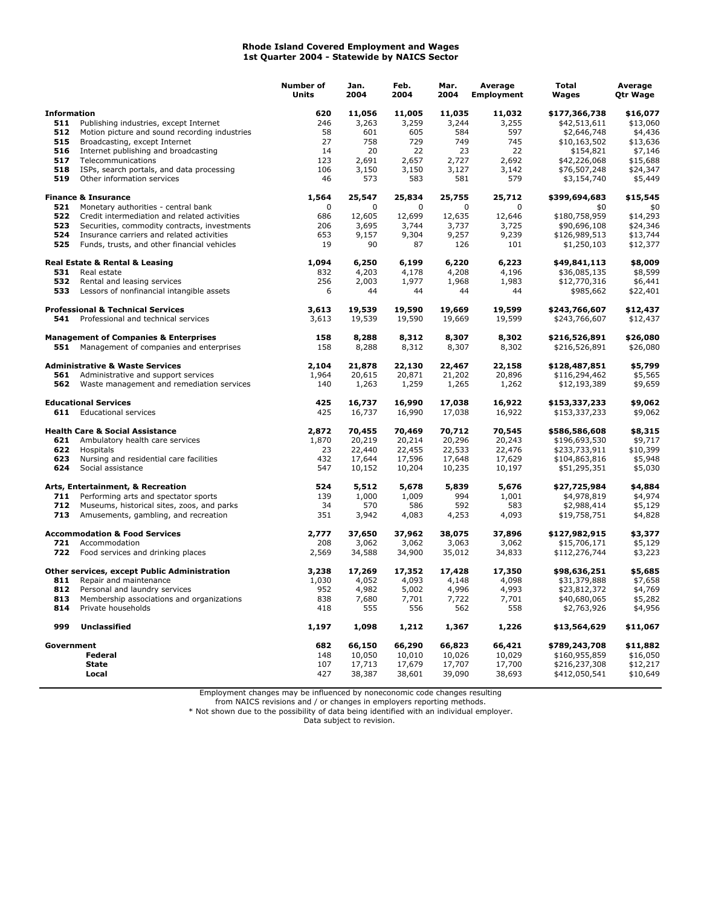**Rhode Island Covered Employment and Wages**
**1st Quarter 2004 - Statewide by NAICS Sector**

| | | Number of Units | Jan. 2004 | Feb. 2004 | Mar. 2004 | Average Employment | Total Wages | Average Qtr Wage |
|---|---|---|---|---|---|---|---|---|
| **Information** | | **620** | **11,056** | **11,005** | **11,035** | **11,032** | **$177,366,738** | **$16,077** |
| **511** | Publishing industries, except Internet | 246 | 3,263 | 3,259 | 3,244 | 3,255 | $42,513,611 | $13,060 |
| **512** | Motion picture and sound recording industries | 58 | 601 | 605 | 584 | 597 | $2,646,748 | $4,436 |
| **515** | Broadcasting, except Internet | 27 | 758 | 729 | 749 | 745 | $10,163,502 | $13,636 |
| **516** | Internet publishing and broadcasting | 14 | 20 | 22 | 23 | 22 | $154,821 | $7,146 |
| **517** | Telecommunications | 123 | 2,691 | 2,657 | 2,727 | 2,692 | $42,226,068 | $15,688 |
| **518** | ISPs, search portals, and data processing | 106 | 3,150 | 3,150 | 3,127 | 3,142 | $76,507,248 | $24,347 |
| **519** | Other information services | 46 | 573 | 583 | 581 | 579 | $3,154,740 | $5,449 |
| **Finance & Insurance** | | **1,564** | **25,547** | **25,834** | **25,755** | **25,712** | **$399,694,683** | **$15,545** |
| **521** | Monetary authorities - central bank | 0 | 0 | 0 | 0 | 0 | $0 | $0 |
| **522** | Credit intermediation and related activities | 686 | 12,605 | 12,699 | 12,635 | 12,646 | $180,758,959 | $14,293 |
| **523** | Securities, commodity contracts, investments | 206 | 3,695 | 3,744 | 3,737 | 3,725 | $90,696,108 | $24,346 |
| **524** | Insurance carriers and related activities | 653 | 9,157 | 9,304 | 9,257 | 9,239 | $126,989,513 | $13,744 |
| **525** | Funds, trusts, and other financial vehicles | 19 | 90 | 87 | 126 | 101 | $1,250,103 | $12,377 |
| **Real Estate & Rental & Leasing** | | **1,094** | **6,250** | **6,199** | **6,220** | **6,223** | **$49,841,113** | **$8,009** |
| **531** | Real estate | 832 | 4,203 | 4,178 | 4,208 | 4,196 | $36,085,135 | $8,599 |
| **532** | Rental and leasing services | 256 | 2,003 | 1,977 | 1,968 | 1,983 | $12,770,316 | $6,441 |
| **533** | Lessors of nonfinancial intangible assets | 6 | 44 | 44 | 44 | 44 | $985,662 | $22,401 |
| **Professional & Technical Services** | | **3,613** | **19,539** | **19,590** | **19,669** | **19,599** | **$243,766,607** | **$12,437** |
| **541** | Professional and technical services | 3,613 | 19,539 | 19,590 | 19,669 | 19,599 | $243,766,607 | $12,437 |
| **Management of Companies & Enterprises** | | **158** | **8,288** | **8,312** | **8,307** | **8,302** | **$216,526,891** | **$26,080** |
| **551** | Management of companies and enterprises | 158 | 8,288 | 8,312 | 8,307 | 8,302 | $216,526,891 | $26,080 |
| **Administrative & Waste Services** | | **2,104** | **21,878** | **22,130** | **22,467** | **22,158** | **$128,487,851** | **$5,799** |
| **561** | Administrative and support services | 1,964 | 20,615 | 20,871 | 21,202 | 20,896 | $116,294,462 | $5,565 |
| **562** | Waste management and remediation services | 140 | 1,263 | 1,259 | 1,265 | 1,262 | $12,193,389 | $9,659 |
| **Educational Services** | | **425** | **16,737** | **16,990** | **17,038** | **16,922** | **$153,337,233** | **$9,062** |
| **611** | Educational services | 425 | 16,737 | 16,990 | 17,038 | 16,922 | $153,337,233 | $9,062 |
| **Health Care & Social Assistance** | | **2,872** | **70,455** | **70,469** | **70,712** | **70,545** | **$586,586,608** | **$8,315** |
| **621** | Ambulatory health care services | 1,870 | 20,219 | 20,214 | 20,296 | 20,243 | $196,693,530 | $9,717 |
| **622** | Hospitals | 23 | 22,440 | 22,455 | 22,533 | 22,476 | $233,733,911 | $10,399 |
| **623** | Nursing and residential care facilities | 432 | 17,644 | 17,596 | 17,648 | 17,629 | $104,863,816 | $5,948 |
| **624** | Social assistance | 547 | 10,152 | 10,204 | 10,235 | 10,197 | $51,295,351 | $5,030 |
| **Arts, Entertainment, & Recreation** | | **524** | **5,512** | **5,678** | **5,839** | **5,676** | **$27,725,984** | **$4,884** |
| **711** | Performing arts and spectator sports | 139 | 1,000 | 1,009 | 994 | 1,001 | $4,978,819 | $4,974 |
| **712** | Museums, historical sites, zoos, and parks | 34 | 570 | 586 | 592 | 583 | $2,988,414 | $5,129 |
| **713** | Amusements, gambling, and recreation | 351 | 3,942 | 4,083 | 4,253 | 4,093 | $19,758,751 | $4,828 |
| **Accommodation & Food Services** | | **2,777** | **37,650** | **37,962** | **38,075** | **37,896** | **$127,982,915** | **$3,377** |
| **721** | Accommodation | 208 | 3,062 | 3,062 | 3,063 | 3,062 | $15,706,171 | $5,129 |
| **722** | Food services and drinking places | 2,569 | 34,588 | 34,900 | 35,012 | 34,833 | $112,276,744 | $3,223 |
| **Other services, except Public Administration** | | **3,238** | **17,269** | **17,352** | **17,428** | **17,350** | **$98,636,251** | **$5,685** |
| **811** | Repair and maintenance | 1,030 | 4,052 | 4,093 | 4,148 | 4,098 | $31,379,888 | $7,658 |
| **812** | Personal and laundry services | 952 | 4,982 | 5,002 | 4,996 | 4,993 | $23,812,372 | $4,769 |
| **813** | Membership associations and organizations | 838 | 7,680 | 7,701 | 7,722 | 7,701 | $40,680,065 | $5,282 |
| **814** | Private households | 418 | 555 | 556 | 562 | 558 | $2,763,926 | $4,956 |
| **999** | **Unclassified** | **1,197** | **1,098** | **1,212** | **1,367** | **1,226** | **$13,564,629** | **$11,067** |
| **Government** | | **682** | **66,150** | **66,290** | **66,823** | **66,421** | **$789,243,708** | **$11,882** |
| | **Federal** | 148 | 10,050 | 10,010 | 10,026 | 10,029 | $160,955,859 | $16,050 |
| | **State** | 107 | 17,713 | 17,679 | 17,707 | 17,700 | $216,237,308 | $12,217 |
| | **Local** | 427 | 38,387 | 38,601 | 39,090 | 38,693 | $412,050,541 | $10,649 |

Employment changes may be influenced by noneconomic code changes resulting from NAICS revisions and / or changes in employers reporting methods.
* Not shown due to the possibility of data being identified with an individual employer.
Data subject to revision.